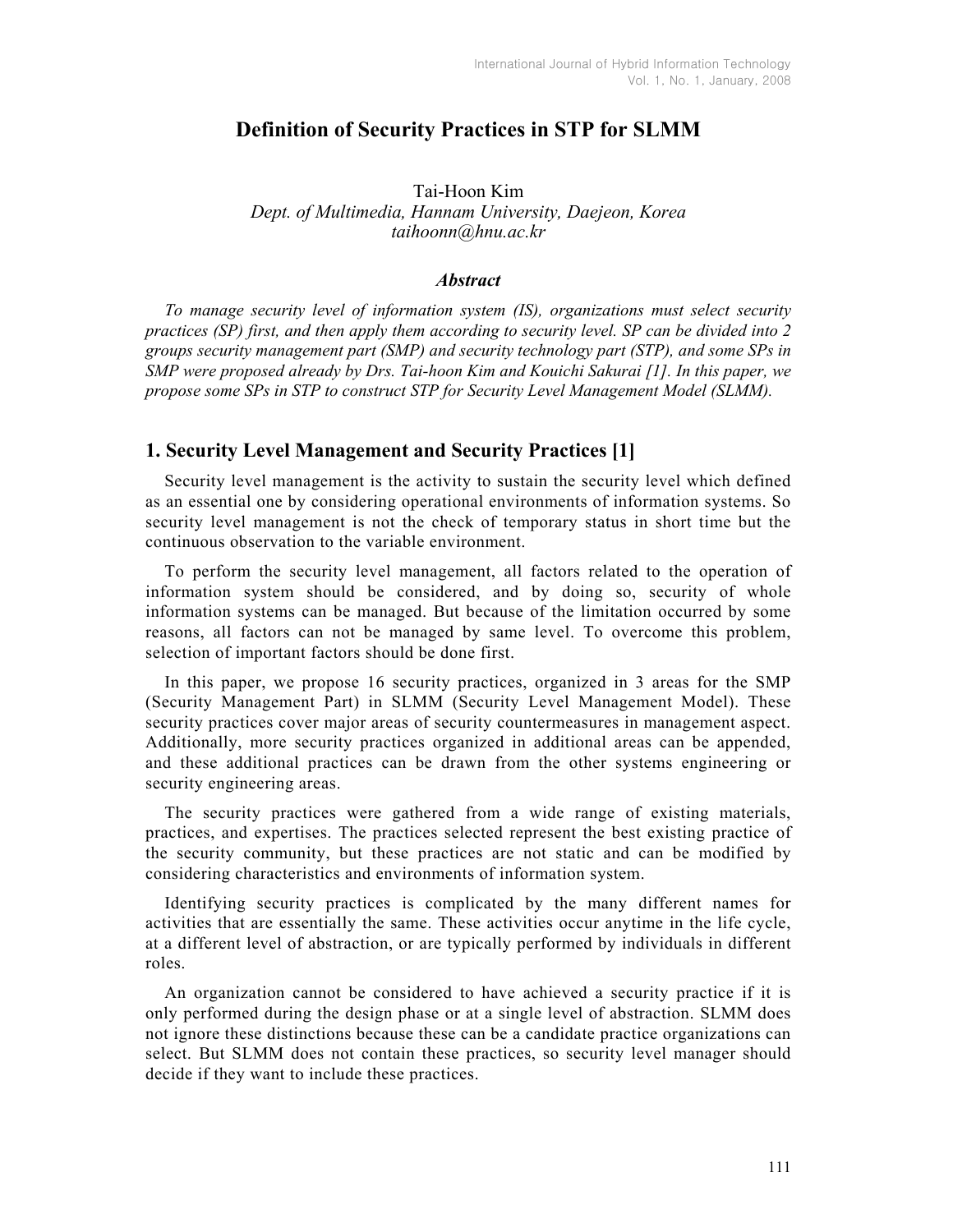# Definition of Security Practices in STP for SLMM

Tai-Hoon Kim

*Dept. of Multimedia, Hannam University, Daejeon, Korea*

*taihoonn@hnu.ac.kr*

***Abstract***

*To manage security level of information system (IS), organizations must select security practices (SP) first, and then apply them according to security level. SP can be divided into 2 groups security management part (SMP) and security technology part (STP), and some SPs in SMP were proposed already by Drs. Tai-hoon Kim and Kouichi Sakurai [1]. In this paper, we propose some SPs in STP to construct STP for Security Level Management Model (SLMM).*

## 1. Security Level Management and Security Practices [1]

Security level management is the activity to sustain the security level which defined as an essential one by considering operational environments of information systems. So security level management is not the check of temporary status in short time but the continuous observation to the variable environment.

To perform the security level management, all factors related to the operation of information system should be considered, and by doing so, security of whole information systems can be managed. But because of the limitation occurred by some reasons, all factors can not be managed by same level. To overcome this problem, selection of important factors should be done first.

In this paper, we propose 16 security practices, organized in 3 areas for the SMP (Security Management Part) in SLMM (Security Level Management Model). These security practices cover major areas of security countermeasures in management aspect. Additionally, more security practices organized in additional areas can be appended, and these additional practices can be drawn from the other systems engineering or security engineering areas.

The security practices were gathered from a wide range of existing materials, practices, and expertises. The practices selected represent the best existing practice of the security community, but these practices are not static and can be modified by considering characteristics and environments of information system.

Identifying security practices is complicated by the many different names for activities that are essentially the same. These activities occur anytime in the life cycle, at a different level of abstraction, or are typically performed by individuals in different roles.

An organization cannot be considered to have achieved a security practice if it is only performed during the design phase or at a single level of abstraction. SLMM does not ignore these distinctions because these can be a candidate practice organizations can select. But SLMM does not contain these practices, so security level manager should decide if they want to include these practices.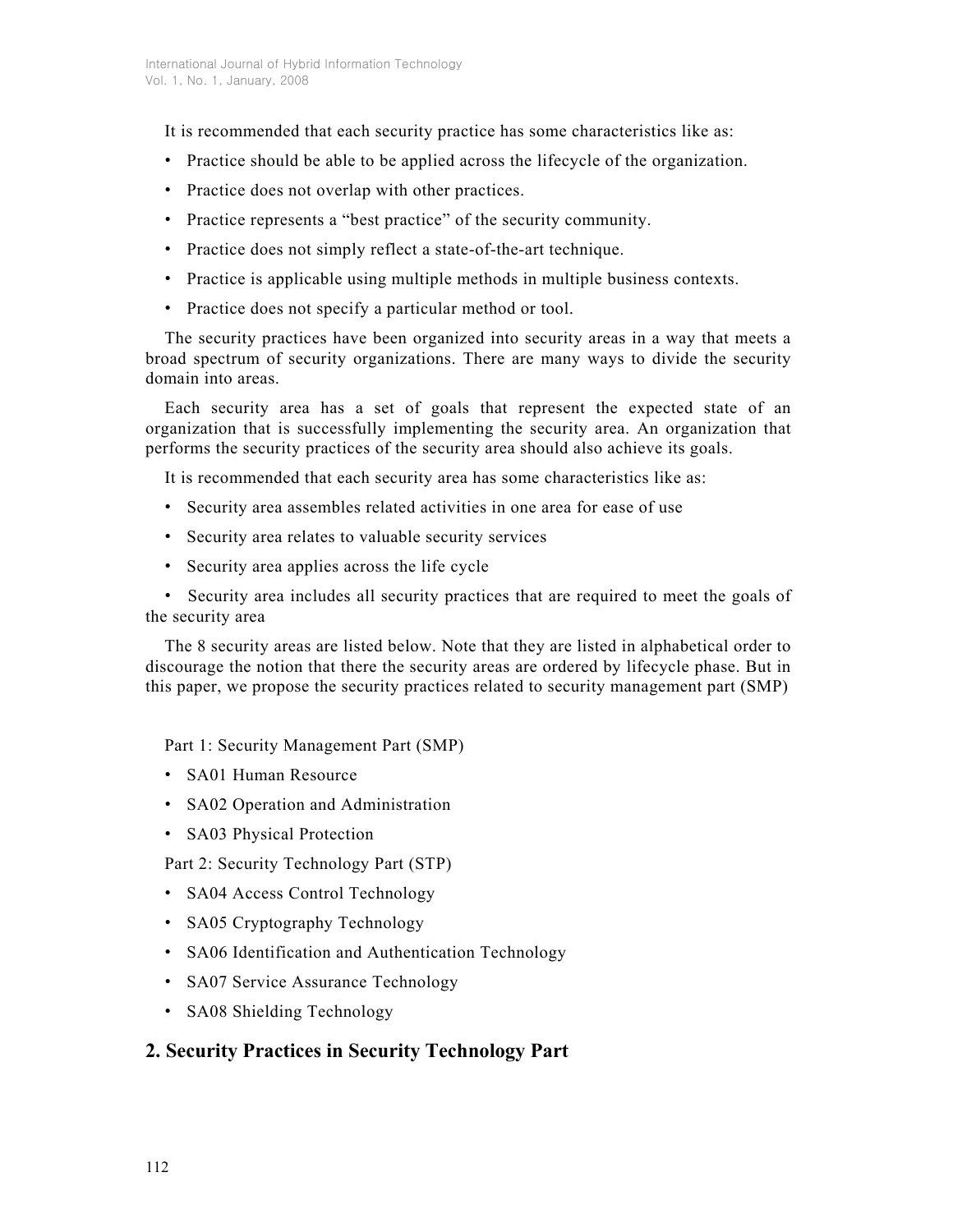It is recommended that each security practice has some characteristics like as:

- Practice should be able to be applied across the lifecycle of the organization.
- Practice does not overlap with other practices.
- Practice represents a "best practice" of the security community.
- Practice does not simply reflect a state-of-the-art technique.
- Practice is applicable using multiple methods in multiple business contexts.
- Practice does not specify a particular method or tool.

The security practices have been organized into security areas in a way that meets a broad spectrum of security organizations. There are many ways to divide the security domain into areas.

Each security area has a set of goals that represent the expected state of an organization that is successfully implementing the security area. An organization that performs the security practices of the security area should also achieve its goals.

It is recommended that each security area has some characteristics like as:

- Security area assembles related activities in one area for ease of use
- Security area relates to valuable security services
- Security area applies across the life cycle
- Security area includes all security practices that are required to meet the goals of the security area

The 8 security areas are listed below. Note that they are listed in alphabetical order to discourage the notion that there the security areas are ordered by lifecycle phase. But in this paper, we propose the security practices related to security management part (SMP)

Part 1: Security Management Part (SMP)

- SA01 Human Resource
- SA02 Operation and Administration
- SA03 Physical Protection

Part 2: Security Technology Part (STP)

- SA04 Access Control Technology
- SA05 Cryptography Technology
- SA06 Identification and Authentication Technology
- SA07 Service Assurance Technology
- SA08 Shielding Technology

## 2. Security Practices in Security Technology Part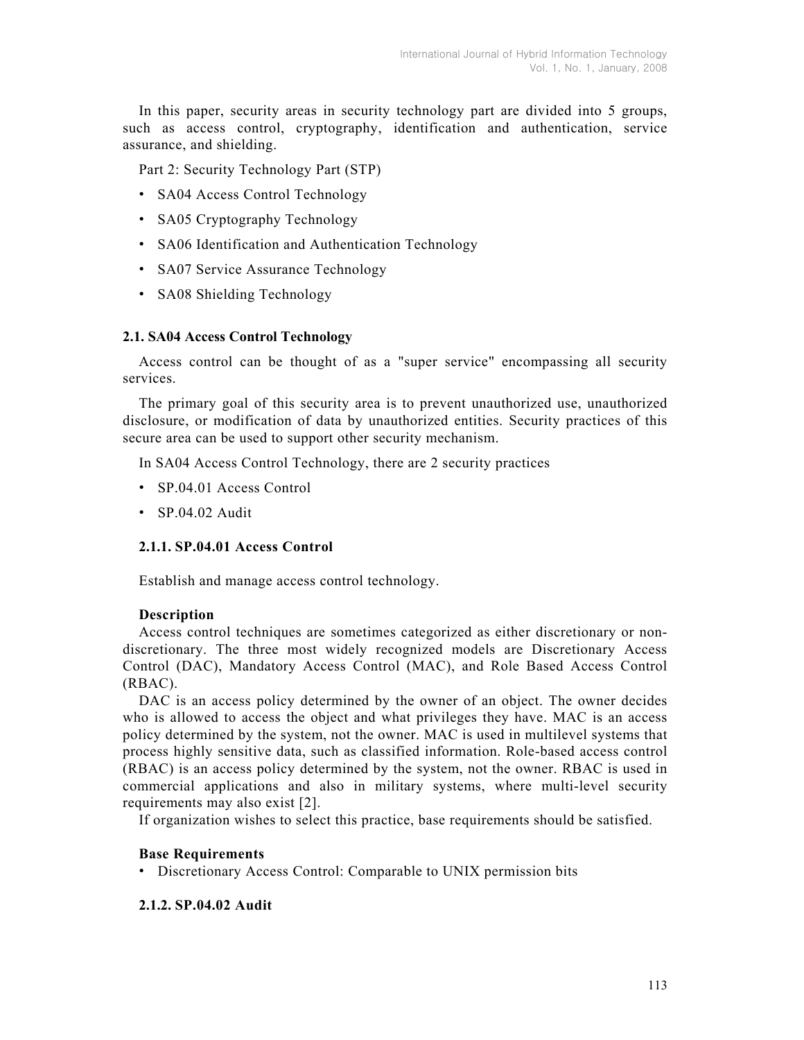In this paper, security areas in security technology part are divided into 5 groups, such as access control, cryptography, identification and authentication, service assurance, and shielding.

Part 2: Security Technology Part (STP)

- SA04 Access Control Technology
- SA05 Cryptography Technology
- SA06 Identification and Authentication Technology
- SA07 Service Assurance Technology
- SA08 Shielding Technology

### 2.1. SA04 Access Control Technology

Access control can be thought of as a "super service" encompassing all security services.

The primary goal of this security area is to prevent unauthorized use, unauthorized disclosure, or modification of data by unauthorized entities. Security practices of this secure area can be used to support other security mechanism.

In SA04 Access Control Technology, there are 2 security practices

- SP.04.01 Access Control
- SP.04.02 Audit

#### 2.1.1. SP.04.01 Access Control

Establish and manage access control technology.

**Description**

Access control techniques are sometimes categorized as either discretionary or non-discretionary. The three most widely recognized models are Discretionary Access Control (DAC), Mandatory Access Control (MAC), and Role Based Access Control (RBAC).

DAC is an access policy determined by the owner of an object. The owner decides who is allowed to access the object and what privileges they have. MAC is an access policy determined by the system, not the owner. MAC is used in multilevel systems that process highly sensitive data, such as classified information. Role-based access control (RBAC) is an access policy determined by the system, not the owner. RBAC is used in commercial applications and also in military systems, where multi-level security requirements may also exist [2].

If organization wishes to select this practice, base requirements should be satisfied.

**Base Requirements**

- Discretionary Access Control: Comparable to UNIX permission bits

#### 2.1.2. SP.04.02 Audit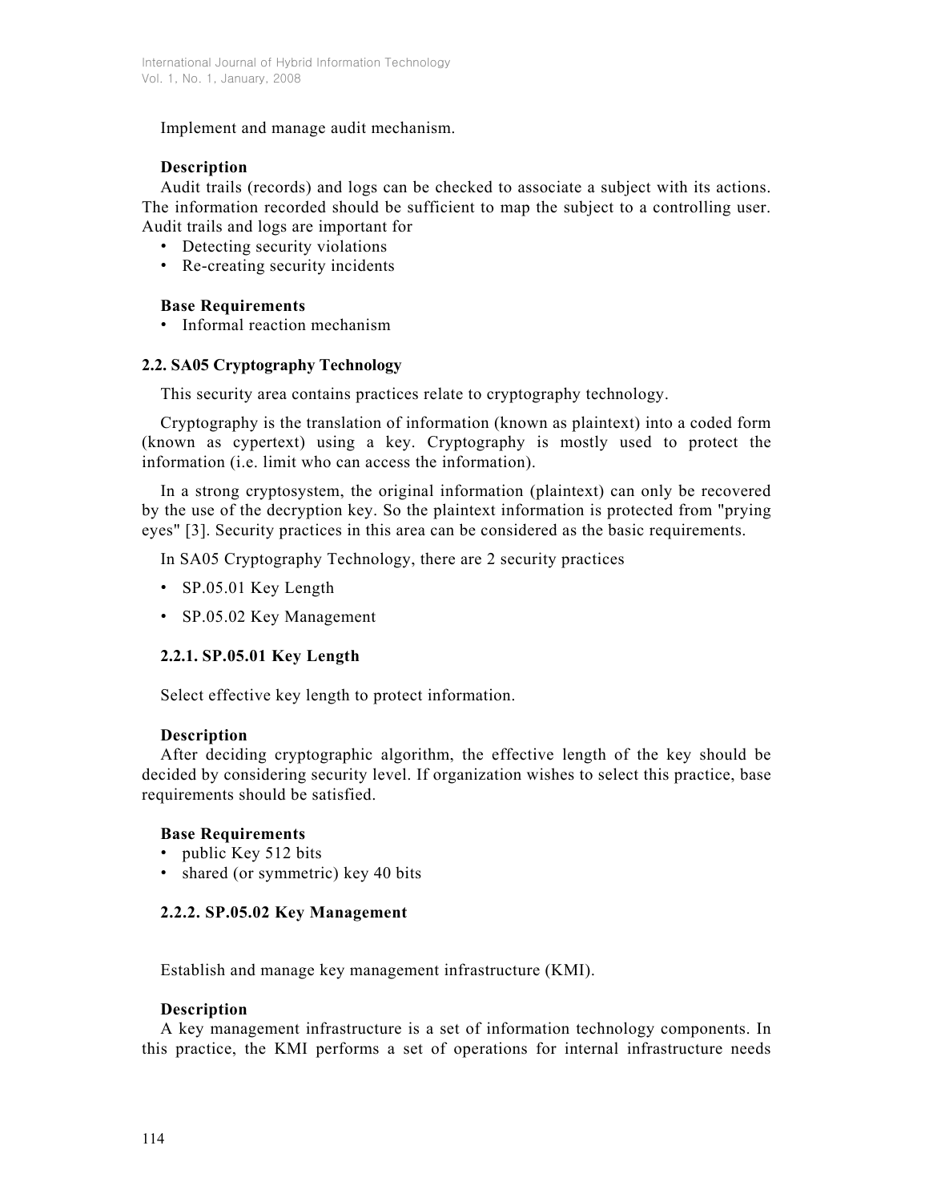Implement and manage audit mechanism.

**Description**

Audit trails (records) and logs can be checked to associate a subject with its actions. The information recorded should be sufficient to map the subject to a controlling user. Audit trails and logs are important for

- Detecting security violations
- Re-creating security incidents

**Base Requirements**

- Informal reaction mechanism

### 2.2. SA05 Cryptography Technology

This security area contains practices relate to cryptography technology.

Cryptography is the translation of information (known as plaintext) into a coded form (known as cypertext) using a key. Cryptography is mostly used to protect the information (i.e. limit who can access the information).

In a strong cryptosystem, the original information (plaintext) can only be recovered by the use of the decryption key. So the plaintext information is protected from "prying eyes" [3]. Security practices in this area can be considered as the basic requirements.

In SA05 Cryptography Technology, there are 2 security practices

- SP.05.01 Key Length
- SP.05.02 Key Management

#### 2.2.1. SP.05.01 Key Length

Select effective key length to protect information.

**Description**

After deciding cryptographic algorithm, the effective length of the key should be decided by considering security level. If organization wishes to select this practice, base requirements should be satisfied.

**Base Requirements**

- public Key 512 bits
- shared (or symmetric) key 40 bits

#### 2.2.2. SP.05.02 Key Management

Establish and manage key management infrastructure (KMI).

**Description**

A key management infrastructure is a set of information technology components. In this practice, the KMI performs a set of operations for internal infrastructure needs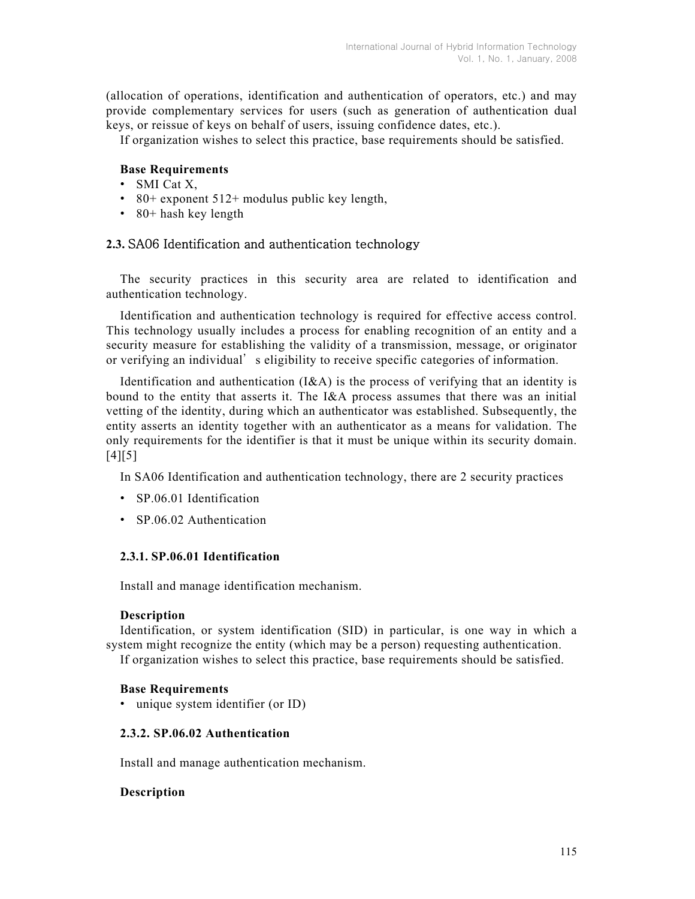(allocation of operations, identification and authentication of operators, etc.) and may provide complementary services for users (such as generation of authentication dual keys, or reissue of keys on behalf of users, issuing confidence dates, etc.).

If organization wishes to select this practice, base requirements should be satisfied.

**Base Requirements**

- SMI Cat X,
- 80+ exponent 512+ modulus public key length,
- 80+ hash key length

## 2.3. SA06 Identification and authentication technology

The security practices in this security area are related to identification and authentication technology.

Identification and authentication technology is required for effective access control. This technology usually includes a process for enabling recognition of an entity and a security measure for establishing the validity of a transmission, message, or originator or verifying an individual's eligibility to receive specific categories of information.

Identification and authentication (I&A) is the process of verifying that an identity is bound to the entity that asserts it. The I&A process assumes that there was an initial vetting of the identity, during which an authenticator was established. Subsequently, the entity asserts an identity together with an authenticator as a means for validation. The only requirements for the identifier is that it must be unique within its security domain. [4][5]

In SA06 Identification and authentication technology, there are 2 security practices

- SP.06.01 Identification
- SP.06.02 Authentication

### 2.3.1. SP.06.01 Identification

Install and manage identification mechanism.

**Description**

Identification, or system identification (SID) in particular, is one way in which a system might recognize the entity (which may be a person) requesting authentication.

If organization wishes to select this practice, base requirements should be satisfied.

**Base Requirements**

- unique system identifier (or ID)

### 2.3.2. SP.06.02 Authentication

Install and manage authentication mechanism.

**Description**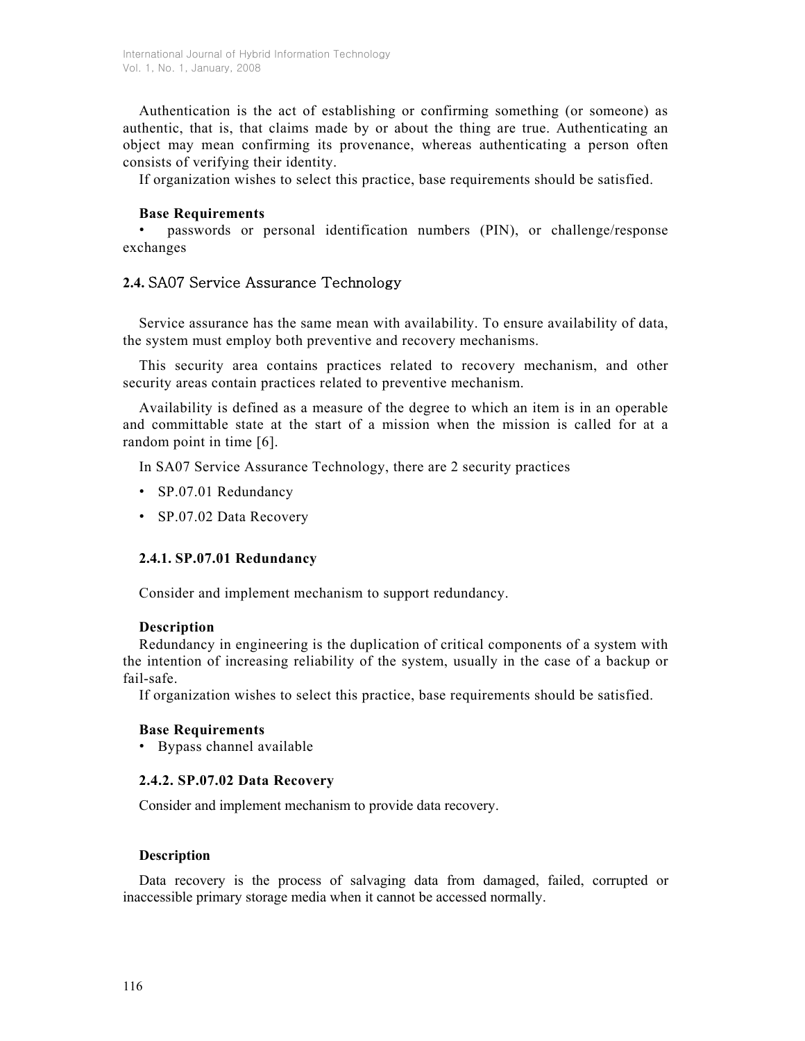Authentication is the act of establishing or confirming something (or someone) as authentic, that is, that claims made by or about the thing are true. Authenticating an object may mean confirming its provenance, whereas authenticating a person often consists of verifying their identity.

If organization wishes to select this practice, base requirements should be satisfied.

**Base Requirements**

- passwords or personal identification numbers (PIN), or challenge/response exchanges

## 2.4. SA07 Service Assurance Technology

Service assurance has the same mean with availability. To ensure availability of data, the system must employ both preventive and recovery mechanisms.

This security area contains practices related to recovery mechanism, and other security areas contain practices related to preventive mechanism.

Availability is defined as a measure of the degree to which an item is in an operable and committable state at the start of a mission when the mission is called for at a random point in time [6].

In SA07 Service Assurance Technology, there are 2 security practices

- SP.07.01 Redundancy
- SP.07.02 Data Recovery

### 2.4.1. SP.07.01 Redundancy

Consider and implement mechanism to support redundancy.

**Description**

Redundancy in engineering is the duplication of critical components of a system with the intention of increasing reliability of the system, usually in the case of a backup or fail-safe.

If organization wishes to select this practice, base requirements should be satisfied.

**Base Requirements**

- Bypass channel available

### 2.4.2. SP.07.02 Data Recovery

Consider and implement mechanism to provide data recovery.

**Description**

Data recovery is the process of salvaging data from damaged, failed, corrupted or inaccessible primary storage media when it cannot be accessed normally.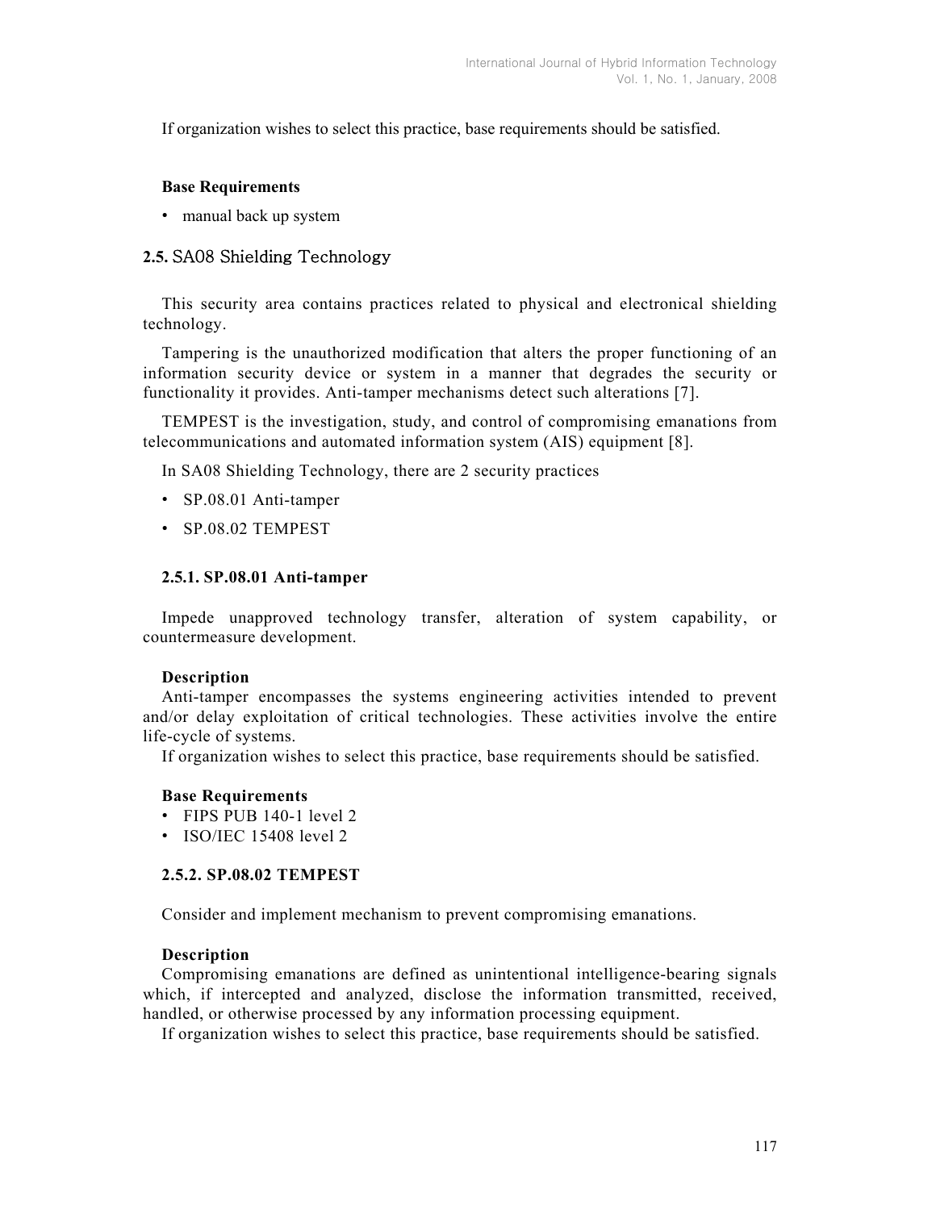If organization wishes to select this practice, base requirements should be satisfied.

**Base Requirements**

- manual back up system

## 2.5. SA08 Shielding Technology

This security area contains practices related to physical and electronical shielding technology.

Tampering is the unauthorized modification that alters the proper functioning of an information security device or system in a manner that degrades the security or functionality it provides. Anti-tamper mechanisms detect such alterations [7].

TEMPEST is the investigation, study, and control of compromising emanations from telecommunications and automated information system (AIS) equipment [8].

In SA08 Shielding Technology, there are 2 security practices

- SP.08.01 Anti-tamper
- SP.08.02 TEMPEST

### 2.5.1. SP.08.01 Anti-tamper

Impede unapproved technology transfer, alteration of system capability, or countermeasure development.

**Description**

Anti-tamper encompasses the systems engineering activities intended to prevent and/or delay exploitation of critical technologies. These activities involve the entire life-cycle of systems.

If organization wishes to select this practice, base requirements should be satisfied.

**Base Requirements**

- FIPS PUB 140-1 level 2
- ISO/IEC 15408 level 2

### 2.5.2. SP.08.02 TEMPEST

Consider and implement mechanism to prevent compromising emanations.

**Description**

Compromising emanations are defined as unintentional intelligence-bearing signals which, if intercepted and analyzed, disclose the information transmitted, received, handled, or otherwise processed by any information processing equipment.

If organization wishes to select this practice, base requirements should be satisfied.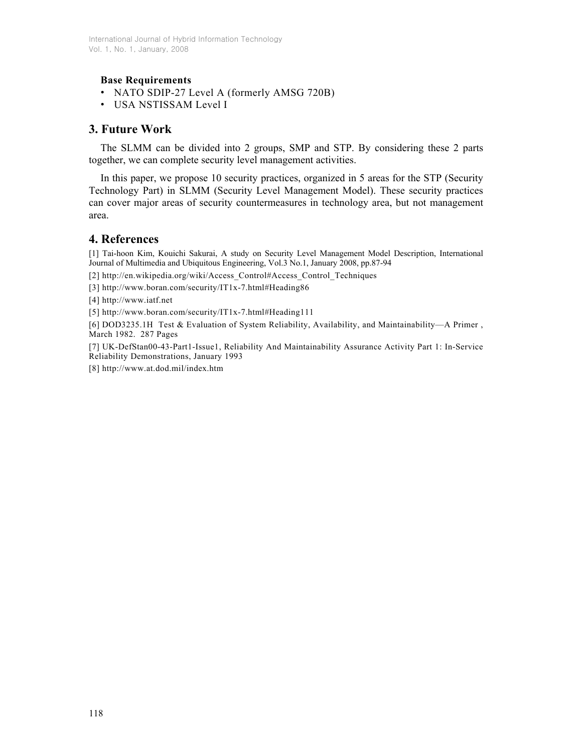**Base Requirements**

- NATO SDIP-27 Level A (formerly AMSG 720B)
- USA NSTISSAM Level I

## 3. Future Work

The SLMM can be divided into 2 groups, SMP and STP. By considering these 2 parts together, we can complete security level management activities.

In this paper, we propose 10 security practices, organized in 5 areas for the STP (Security Technology Part) in SLMM (Security Level Management Model). These security practices can cover major areas of security countermeasures in technology area, but not management area.

## 4. References

[1] Tai-hoon Kim, Kouichi Sakurai, A study on Security Level Management Model Description, International Journal of Multimedia and Ubiquitous Engineering, Vol.3 No.1, January 2008, pp.87-94

[2] http://en.wikipedia.org/wiki/Access_Control#Access_Control_Techniques

[3] http://www.boran.com/security/IT1x-7.html#Heading86

[4] http://www.iatf.net

[5] http://www.boran.com/security/IT1x-7.html#Heading111

[6] DOD3235.1H Test & Evaluation of System Reliability, Availability, and Maintainability—A Primer , March 1982. 287 Pages

[7] UK-DefStan00-43-Part1-Issue1, Reliability And Maintainability Assurance Activity Part 1: In-Service Reliability Demonstrations, January 1993

[8] http://www.at.dod.mil/index.htm